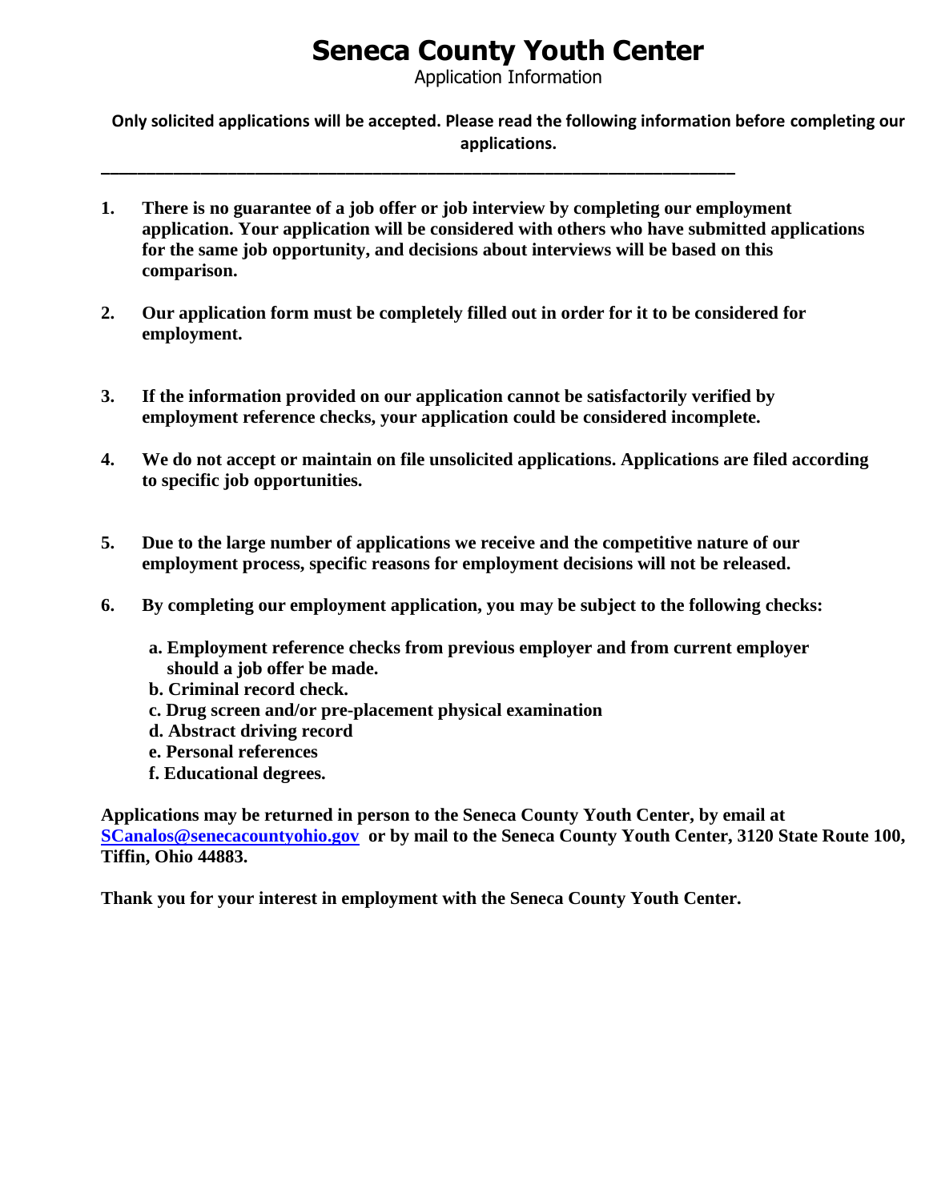# Seneca County Youth Center

Application Information

**Only solicited applications will be accepted. Please read the following information before completing our applications.**

---

1. **There is no guarantee of a job offer or job interview by completing our employment application. Your application will be considered with others who have submitted applications for the same job opportunity, and decisions about interviews will be based on this comparison.**

2. **Our application form must be completely filled out in order for it to be considered for employment.**

3. **If the information provided on our application cannot be satisfactorily verified by employment reference checks, your application could be considered incomplete.**

4. **We do not accept or maintain on file unsolicited applications. Applications are filed according to specific job opportunities.**

5. **Due to the large number of applications we receive and the competitive nature of our employment process, specific reasons for employment decisions will not be released.**

6. **By completing our employment application, you may be subject to the following checks:**

   a. **Employment reference checks from previous employer and from current employer should a job offer be made.**
   b. **Criminal record check.**
   c. **Drug screen and/or pre-placement physical examination**
   d. **Abstract driving record**
   e. **Personal references**
   f. **Educational degrees.**

**Applications may be returned in person to the Seneca County Youth Center, by email at SCanalos@senecacountyohio.gov or by mail to the Seneca County Youth Center, 3120 State Route 100, Tiffin, Ohio 44883.**

**Thank you for your interest in employment with the Seneca County Youth Center.**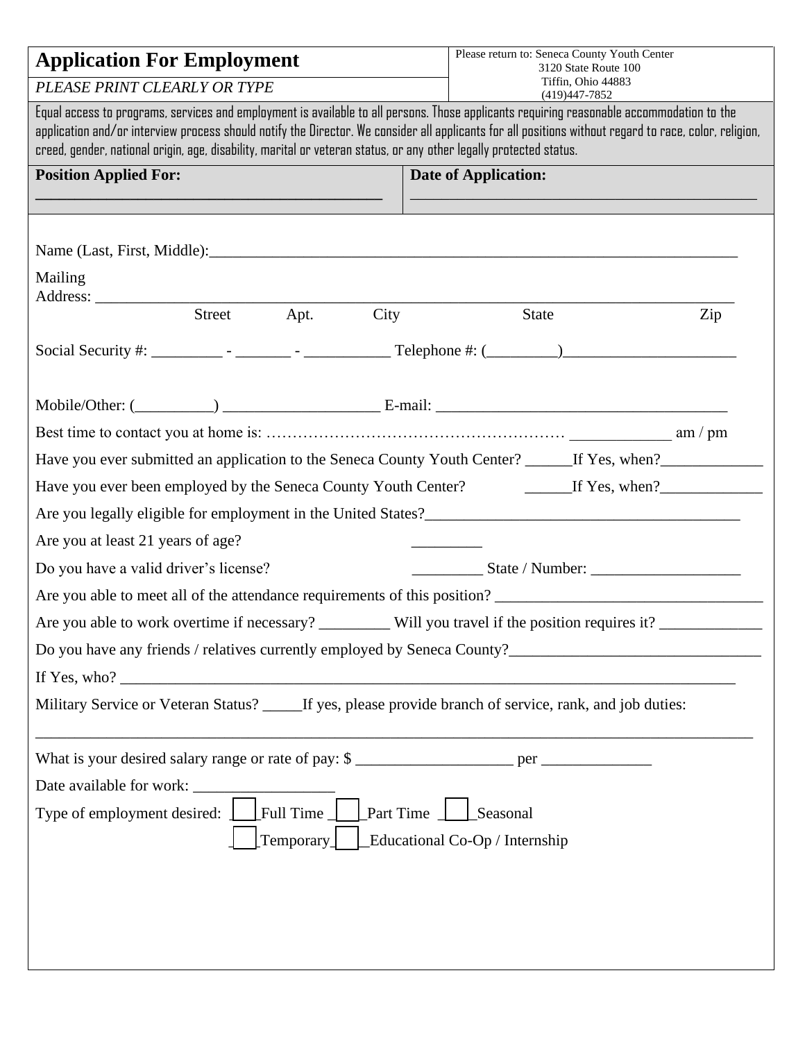# Application For Employment

*PLEASE PRINT CLEARLY OR TYPE*

Please return to: Seneca County Youth Center
3120 State Route 100
Tiffin, Ohio 44883
(419)447-7852

Equal access to programs, services and employment is available to all persons. Those applicants requiring reasonable accommodation to the application and/or interview process should notify the Director. We consider all applicants for all positions without regard to race, color, religion, creed, gender, national origin, age, disability, marital or veteran status, or any other legally protected status.

**Position Applied For:** ____________________________________________

**Date of Application:** ____________________________________________

Name (Last, First, Middle):______________________________________________________________________

Mailing Address: ______________________________________________________________________________
Street Apt. City State Zip

Social Security #: _________ - _______ - ___________ Telephone #: (_________)______________________

Mobile/Other: (__________) ____________________ E-mail: _____________________________________

Best time to contact you at home is: ………………………………………………… _____________ am / pm

Have you ever submitted an application to the Seneca County Youth Center? ______If Yes, when?_____________

Have you ever been employed by the Seneca County Youth Center? ______If Yes, when?_____________

Are you legally eligible for employment in the United States?________________________________________

Are you at least 21 years of age? _________

Do you have a valid driver's license? _________ State / Number: ___________________

Are you able to meet all of the attendance requirements of this position? __________________________________

Are you able to work overtime if necessary? _________ Will you travel if the position requires it? _____________

Do you have any friends / relatives currently employed by Seneca County?________________________________

If Yes, who? ______________________________________________________________________________

Military Service or Veteran Status? _____If yes, please provide branch of service, rank, and job duties:

_____________________________________________________________________________________________

What is your desired salary range or rate of pay: $ ____________________ per ______________

Date available for work: __________________

Type of employment desired: ☐ Full Time ☐ Part Time ☐ Seasonal ☐ Temporary ☐ Educational Co-Op / Internship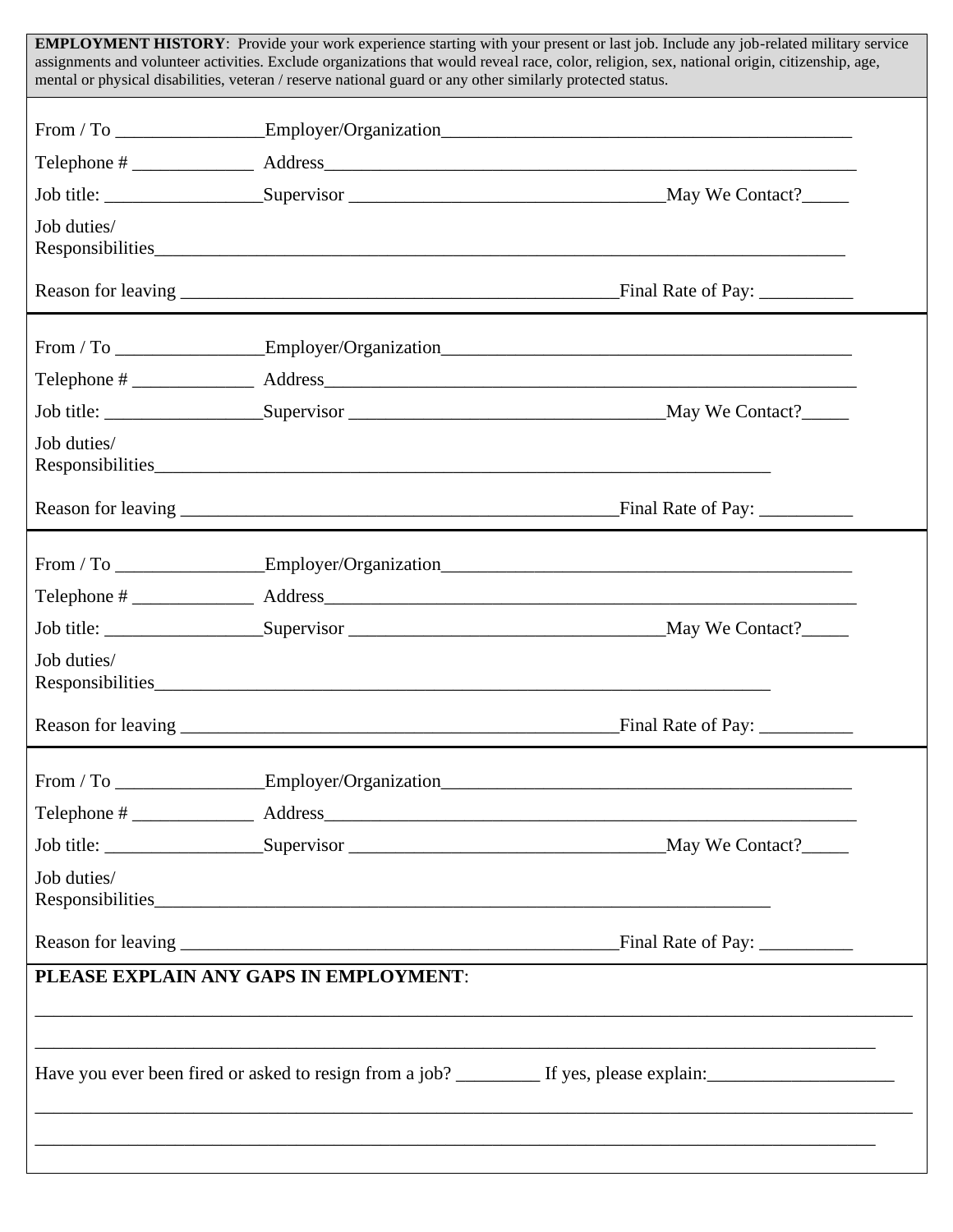**EMPLOYMENT HISTORY**: Provide your work experience starting with your present or last job. Include any job-related military service assignments and volunteer activities. Exclude organizations that would reveal race, color, religion, sex, national origin, citizenship, age, mental or physical disabilities, veteran / reserve national guard or any other similarly protected status.

From / To ________________Employer/Organization_____________________________________________

Telephone # _____________ Address___________________________________________________________

Job title: _________________Supervisor __________________________________May We Contact?_____

Job duties/
Responsibilities_____________________________________________________________________________

Reason for leaving ________________________________________________Final Rate of Pay: __________

---

From / To ________________Employer/Organization_____________________________________________

Telephone # _____________ Address___________________________________________________________

Job title: _________________Supervisor __________________________________May We Contact?_____

Job duties/
Responsibilities_____________________________________________________________________

Reason for leaving ________________________________________________Final Rate of Pay: __________

---

From / To ________________Employer/Organization_____________________________________________

Telephone # _____________ Address___________________________________________________________

Job title: _________________Supervisor __________________________________May We Contact?_____

Job duties/
Responsibilities_____________________________________________________________________

Reason for leaving ________________________________________________Final Rate of Pay: __________

---

From / To ________________Employer/Organization_____________________________________________

Telephone # _____________ Address___________________________________________________________

Job title: _________________Supervisor __________________________________May We Contact?_____

Job duties/
Responsibilities_____________________________________________________________________

Reason for leaving ________________________________________________Final Rate of Pay: __________

---

**PLEASE EXPLAIN ANY GAPS IN EMPLOYMENT**:

_____________________________________________________________________________________________

___________________________________________________________________________________________

Have you ever been fired or asked to resign from a job? _________ If yes, please explain:____________________

_____________________________________________________________________________________________

___________________________________________________________________________________________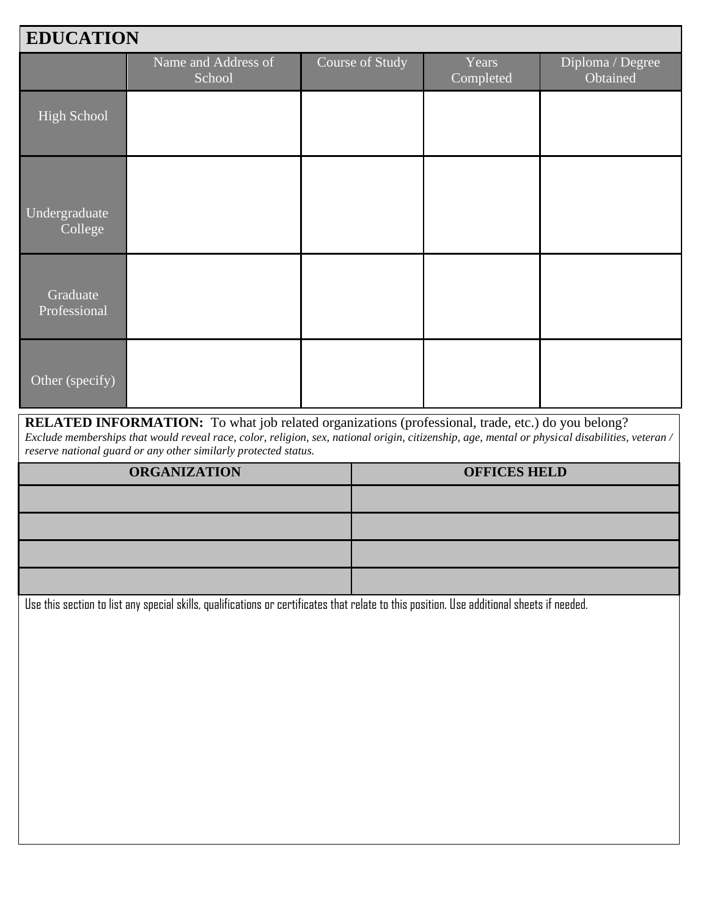## EDUCATION

| | Name and Address of School | Course of Study | Years Completed | Diploma / Degree Obtained |
|---|---|---|---|---|
| High School | | | | |
| Undergraduate College | | | | |
| Graduate Professional | | | | |
| Other (specify) | | | | |

**RELATED INFORMATION:** To what job related organizations (professional, trade, etc.) do you belong?
*Exclude memberships that would reveal race, color, religion, sex, national origin, citizenship, age, mental or physical disabilities, veteran / reserve national guard or any other similarly protected status.*

| ORGANIZATION | OFFICES HELD |
|---|---|
| | |
| | |
| | |
| | |

Use this section to list any special skills, qualifications or certificates that relate to this position. Use additional sheets if needed.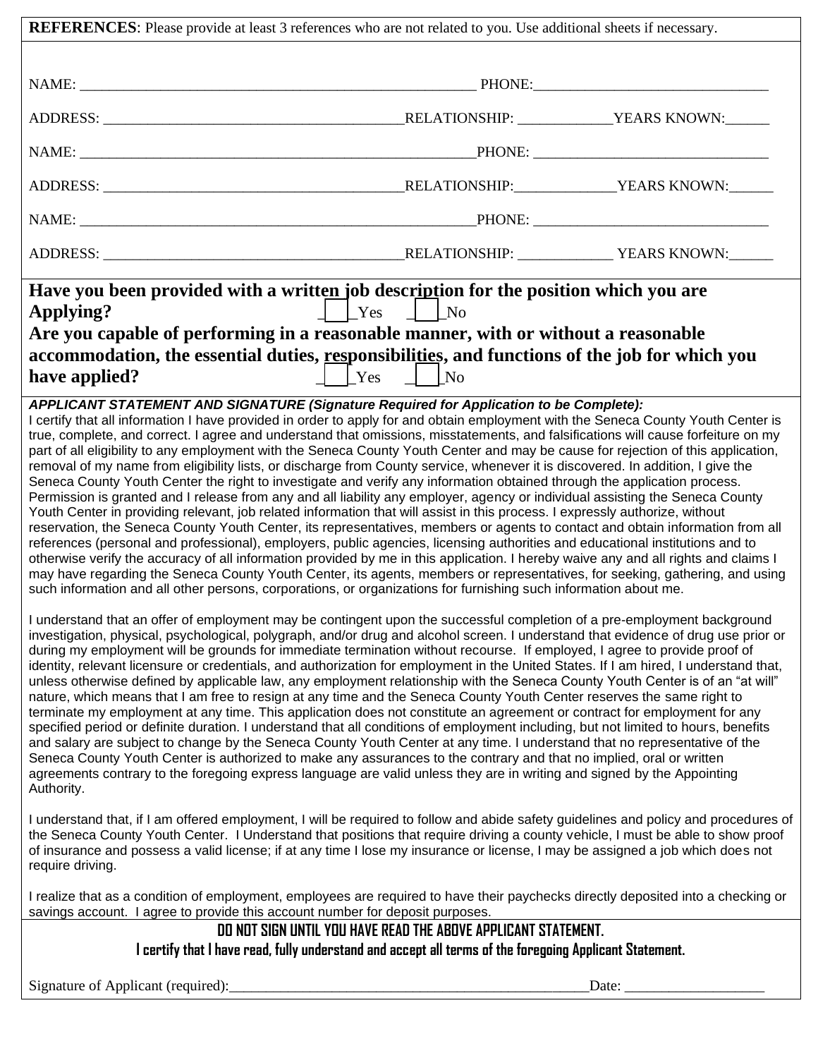**REFERENCES**: Please provide at least 3 references who are not related to you. Use additional sheets if necessary.

NAME: ______________________________________________________ PHONE:_______________________________

ADDRESS: ________________________________________RELATIONSHIP: ____________YEARS KNOWN:______

NAME: _______________________________________________________PHONE: _______________________________

ADDRESS: ________________________________________RELATIONSHIP:_____________YEARS KNOWN:______

NAME: _______________________________________________________PHONE: _______________________________

ADDRESS: ________________________________________RELATIONSHIP: ____________ YEARS KNOWN:______

**Have you been provided with a written job description for the position which you are Applying?** ☐ Yes ☐ No

**Are you capable of performing in a reasonable manner, with or without a reasonable accommodation, the essential duties, responsibilities, and functions of the job for which you have applied?** ☐ Yes ☐ No

***APPLICANT STATEMENT AND SIGNATURE (Signature Required for Application to be Complete):***

I certify that all information I have provided in order to apply for and obtain employment with the Seneca County Youth Center is true, complete, and correct. I agree and understand that omissions, misstatements, and falsifications will cause forfeiture on my part of all eligibility to any employment with the Seneca County Youth Center and may be cause for rejection of this application, removal of my name from eligibility lists, or discharge from County service, whenever it is discovered. In addition, I give the Seneca County Youth Center the right to investigate and verify any information obtained through the application process. Permission is granted and I release from any and all liability any employer, agency or individual assisting the Seneca County Youth Center in providing relevant, job related information that will assist in this process. I expressly authorize, without reservation, the Seneca County Youth Center, its representatives, members or agents to contact and obtain information from all references (personal and professional), employers, public agencies, licensing authorities and educational institutions and to otherwise verify the accuracy of all information provided by me in this application. I hereby waive any and all rights and claims I may have regarding the Seneca County Youth Center, its agents, members or representatives, for seeking, gathering, and using such information and all other persons, corporations, or organizations for furnishing such information about me.

I understand that an offer of employment may be contingent upon the successful completion of a pre-employment background investigation, physical, psychological, polygraph, and/or drug and alcohol screen. I understand that evidence of drug use prior or during my employment will be grounds for immediate termination without recourse. If employed, I agree to provide proof of identity, relevant licensure or credentials, and authorization for employment in the United States. If I am hired, I understand that, unless otherwise defined by applicable law, any employment relationship with the Seneca County Youth Center is of an "at will" nature, which means that I am free to resign at any time and the Seneca County Youth Center reserves the same right to terminate my employment at any time. This application does not constitute an agreement or contract for employment for any specified period or definite duration. I understand that all conditions of employment including, but not limited to hours, benefits and salary are subject to change by the Seneca County Youth Center at any time. I understand that no representative of the Seneca County Youth Center is authorized to make any assurances to the contrary and that no implied, oral or written agreements contrary to the foregoing express language are valid unless they are in writing and signed by the Appointing Authority.

I understand that, if I am offered employment, I will be required to follow and abide safety guidelines and policy and procedures of the Seneca County Youth Center. I Understand that positions that require driving a county vehicle, I must be able to show proof of insurance and possess a valid license; if at any time I lose my insurance or license, I may be assigned a job which does not require driving.

I realize that as a condition of employment, employees are required to have their paychecks directly deposited into a checking or savings account. I agree to provide this account number for deposit purposes.

**DO NOT SIGN UNTIL YOU HAVE READ THE ABOVE APPLICANT STATEMENT.**

**I certify that I have read, fully understand and accept all terms of the foregoing Applicant Statement.**

Signature of Applicant (required):__________________________________________________Date: ___________________